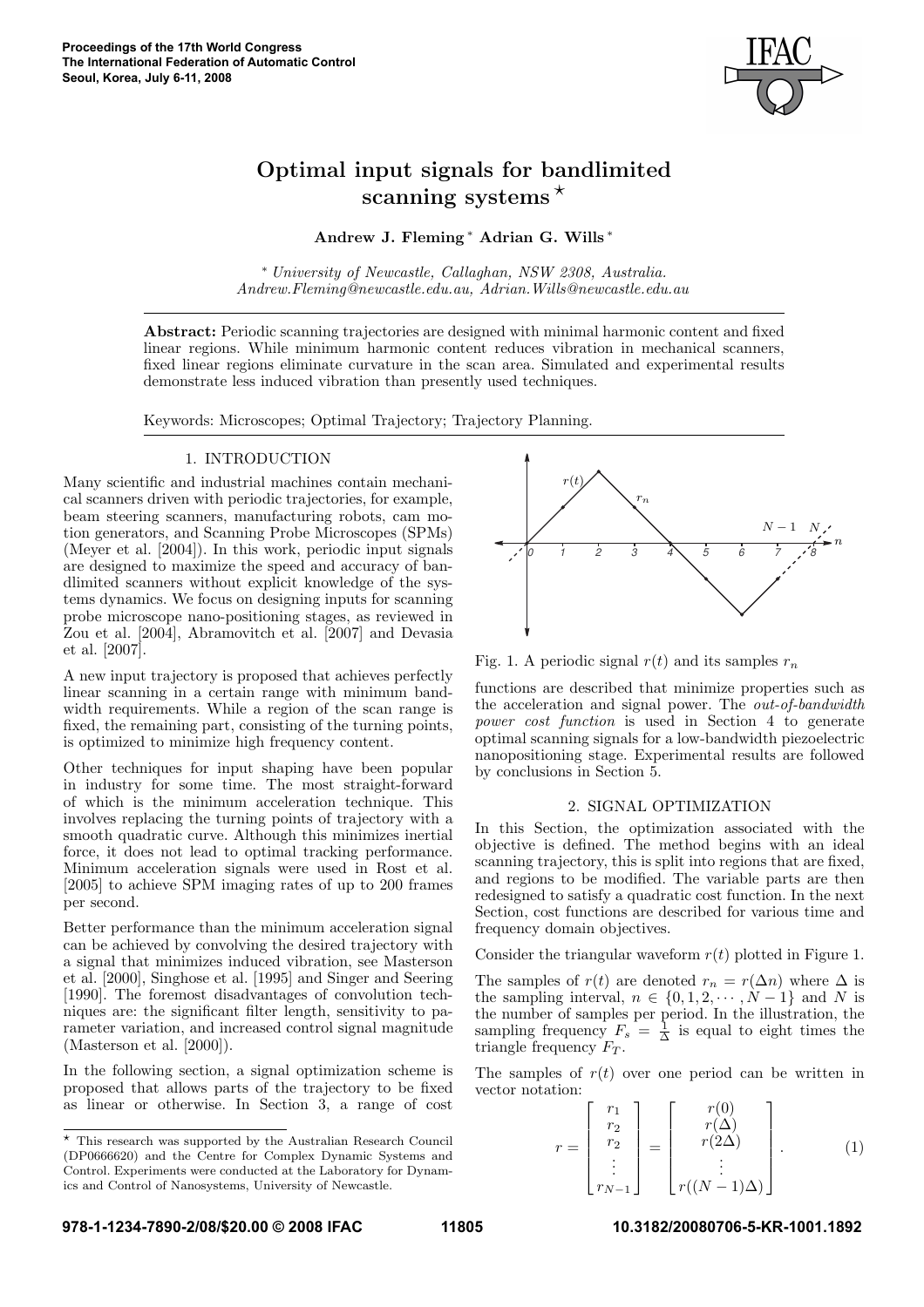# Optimal input signals for bandlimited scanning systems ⋆

**Andrew J. Fleming** [*] **Adrian G. Wills** [*]

[*] *University of Newcastle, Callaghan, NSW 2308, Australia. Andrew.Fleming@newcastle.edu.au, Adrian.Wills@newcastle.edu.au*

**Abstract:** Periodic scanning trajectories are designed with minimal harmonic content and fixed linear regions. While minimum harmonic content reduces vibration in mechanical scanners, fixed linear regions eliminate curvature in the scan area. Simulated and experimental results demonstrate less induced vibration than presently used techniques.

Keywords: Microscopes; Optimal Trajectory; Trajectory Planning.

## 1. INTRODUCTION

Many scientific and industrial machines contain mechanical scanners driven with periodic trajectories, for example, beam steering scanners, manufacturing robots, cam motion generators, and Scanning Probe Microscopes (SPMs) (Meyer et al. [2004]). In this work, periodic input signals are designed to maximize the speed and accuracy of bandlimited scanners without explicit knowledge of the systems dynamics. We focus on designing inputs for scanning probe microscope nano-positioning stages, as reviewed in Zou et al. [2004], Abramovitch et al. [2007] and Devasia et al. [2007].

A new input trajectory is proposed that achieves perfectly linear scanning in a certain range with minimum bandwidth requirements. While a region of the scan range is fixed, the remaining part, consisting of the turning points, is optimized to minimize high frequency content.

Other techniques for input shaping have been popular in industry for some time. The most straight-forward of which is the minimum acceleration technique. This involves replacing the turning points of trajectory with a smooth quadratic curve. Although this minimizes inertial force, it does not lead to optimal tracking performance. Minimum acceleration signals were used in Rost et al. [2005] to achieve SPM imaging rates of up to 200 frames per second.

Better performance than the minimum acceleration signal can be achieved by convolving the desired trajectory with a signal that minimizes induced vibration, see Masterson et al. [2000], Singhose et al. [1995] and Singer and Seering [1990]. The foremost disadvantages of convolution techniques are: the significant filter length, sensitivity to parameter variation, and increased control signal magnitude (Masterson et al. [2000]).

In the following section, a signal optimization scheme is proposed that allows parts of the trajectory to be fixed as linear or otherwise. In Section 3, a range of cost functions are described that minimize properties such as the acceleration and signal power. The *out-of-bandwidth power cost function* is used in Section 4 to generate optimal scanning signals for a low-bandwidth piezoelectric nanopositioning stage. Experimental results are followed by conclusions in Section 5.

Fig. 1. A periodic signal $r(t)$ and its samples $r_n$

## 2. SIGNAL OPTIMIZATION

In this Section, the optimization associated with the objective is defined. The method begins with an ideal scanning trajectory, this is split into regions that are fixed, and regions to be modified. The variable parts are then redesigned to satisfy a quadratic cost function. In the next Section, cost functions are described for various time and frequency domain objectives.

Consider the triangular waveform $r(t)$ plotted in Figure 1.

The samples of $r(t)$ are denoted $r_n = r(\Delta n)$ where $\Delta$ is the sampling interval, $n \in \{0, 1, 2, \cdots, N-1\}$ and $N$ is the number of samples per period. In the illustration, the sampling frequency $F_s = \frac{1}{\Delta}$ is equal to eight times the triangle frequency $F_T$.

The samples of $r(t)$ over one period can be written in vector notation:

$$r = \begin{bmatrix} r_1 \\ r_2 \\ r_2 \\ \vdots \\ r_{N-1} \end{bmatrix} = \begin{bmatrix} r(0) \\ r(\Delta) \\ r(2\Delta) \\ \vdots \\ r((N-1)\Delta) \end{bmatrix}. \tag{1}$$

---

⋆ This research was supported by the Australian Research Council (DP0666620) and the Centre for Complex Dynamic Systems and Control. Experiments were conducted at the Laboratory for Dynamics and Control of Nanosystems, University of Newcastle.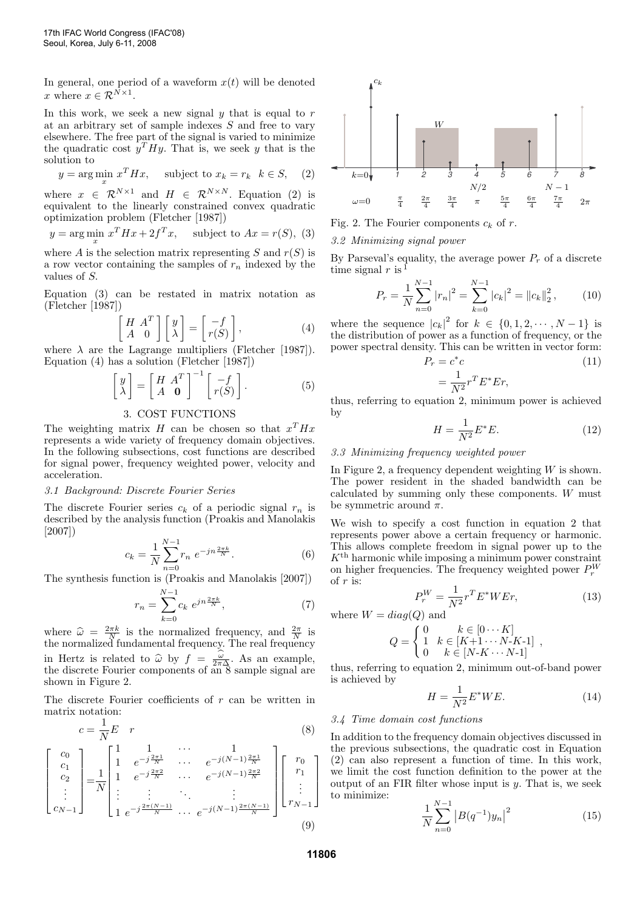In general, one period of a waveform $x(t)$ will be denoted $x$ where $x \in \mathcal{R}^{N\times 1}$.

In this work, we seek a new signal $y$ that is equal to $r$ at an arbitrary set of sample indexes $S$ and free to vary elsewhere. The free part of the signal is varied to minimize the quadratic cost $y^T H y$. That is, we seek $y$ that is the solution to

$$y = \arg\min_x \; x^T H x, \quad \text{subject to } x_k = r_k \;\; k \in S, \quad (2)$$

where $x \in \mathcal{R}^{N\times 1}$ and $H \in \mathcal{R}^{N\times N}$. Equation (2) is equivalent to the linearly constrained convex quadratic optimization problem (Fletcher [1987])

$$y = \arg\min_x \; x^T H x + 2 f^T x, \quad \text{subject to } Ax = r(S), \; (3)$$

where $A$ is the selection matrix representing $S$ and $r(S)$ is a row vector containing the samples of $r_n$ indexed by the values of $S$.

Equation (3) can be restated in matrix notation as (Fletcher [1987])

$$\begin{bmatrix} H & A^T \\ A & 0 \end{bmatrix} \begin{bmatrix} y \\ \lambda \end{bmatrix} = \begin{bmatrix} -f \\ r(S) \end{bmatrix}, \quad (4)$$

where $\lambda$ are the Lagrange multipliers (Fletcher [1987]). Equation (4) has a solution (Fletcher [1987])

$$\begin{bmatrix} y \\ \lambda \end{bmatrix} = \begin{bmatrix} H & A^T \\ A & \mathbf{0} \end{bmatrix}^{-1} \begin{bmatrix} -f \\ r(S) \end{bmatrix}. \quad (5)$$

## 3. COST FUNCTIONS

The weighting matrix $H$ can be chosen so that $x^T H x$ represents a wide variety of frequency domain objectives. In the following subsections, cost functions are described for signal power, frequency weighted power, velocity and acceleration.

### *3.1 Background: Discrete Fourier Series*

The discrete Fourier series $c_k$ of a periodic signal $r_n$ is described by the analysis function (Proakis and Manolakis [2007])

$$c_k = \frac{1}{N} \sum_{n=0}^{N-1} r_n \; e^{-jn\frac{2\pi k}{N}}. \quad (6)$$

The synthesis function is (Proakis and Manolakis [2007])

$$r_n = \sum_{k=0}^{N-1} c_k \; e^{jn\frac{2\pi k}{N}}, \quad (7)$$

where $\widehat{\omega} = \frac{2\pi k}{N}$ is the normalized frequency, and $\frac{2\pi}{N}$ is the normalized fundamental frequency. The real frequency in Hertz is related to $\widehat{\omega}$ by $f = \frac{\widehat{\omega}}{2\pi\Delta}$. As an example, the discrete Fourier components of an 8 sample signal are shown in Figure 2.

The discrete Fourier coefficients of $r$ can be written in matrix notation:

$$c = \frac{1}{N} E \quad r \quad (8)$$

$$\begin{bmatrix} c_0 \\ c_1 \\ c_2 \\ \vdots \\ c_{N-1} \end{bmatrix} = \frac{1}{N} \begin{bmatrix} 1 & 1 & \cdots & 1 \\ 1 & e^{-j\frac{2\pi 1}{N}} & \cdots & e^{-j(N-1)\frac{2\pi 1}{N}} \\ 1 & e^{-j\frac{2\pi 2}{N}} & \cdots & e^{-j(N-1)\frac{2\pi 2}{N}} \\ \vdots & \vdots & \ddots & \vdots \\ 1 & e^{-j\frac{2\pi(N-1)}{N}} & \cdots & e^{-j(N-1)\frac{2\pi(N-1)}{N}} \end{bmatrix} \begin{bmatrix} r_0 \\ r_1 \\ \vdots \\ r_{N-1} \end{bmatrix} \quad (9)$$

Fig. 2. The Fourier components $c_k$ of $r$.

### *3.2 Minimizing signal power*

By Parseval's equality, the average power $P_r$ of a discrete time signal $r$ is [1]

$$P_r = \frac{1}{N} \sum_{n=0}^{N-1} |r_n|^2 = \sum_{k=0}^{N-1} |c_k|^2 = \|c_k\|_2^2, \quad (10)$$

where the sequence $|c_k|^2$ for $k \in \{0, 1, 2, \cdots, N-1\}$ is the distribution of power as a function of frequency, or the power spectral density. This can be written in vector form:

$$\begin{aligned} P_r &= c^* c \quad (11) \\ &= \frac{1}{N^2} r^T E^* E r, \end{aligned}$$

thus, referring to equation 2, minimum power is achieved by

$$H = \frac{1}{N^2} E^* E. \quad (12)$$

### *3.3 Minimizing frequency weighted power*

In Figure 2, a frequency dependent weighting $W$ is shown. The power resident in the shaded bandwidth can be calculated by summing only these components. $W$ must be symmetric around $\pi$.

We wish to specify a cost function in equation 2 that represents power above a certain frequency or harmonic. This allows complete freedom in signal power up to the $K^{\text{th}}$ harmonic while imposing a minimum power constraint on higher frequencies. The frequency weighted power $P_r^W$ of $r$ is:

$$P_r^W = \frac{1}{N^2} r^T E^* W E r, \quad (13)$$

where $W = diag(Q)$ and

$$Q = \begin{cases} 0 & k \in [0 \cdots K] \\ 1 & k \in [K{+}1 \cdots N\text{-}K\text{-}1] \\ 0 & k \in [N\text{-}K \cdots N\text{-}1] \end{cases},$$

thus, referring to equation 2, minimum out-of-band power is achieved by

$$H = \frac{1}{N^2} E^* W E. \quad (14)$$

### *3.4 Time domain cost functions*

In addition to the frequency domain objectives discussed in the previous subsections, the quadratic cost in Equation (2) can also represent a function of time. In this work, we limit the cost function definition to the power at the output of an FIR filter whose input is $y$. That is, we seek to minimize:

$$\frac{1}{N} \sum_{n=0}^{N-1} \left| B(q^{-1}) y_n \right|^2 \quad (15)$$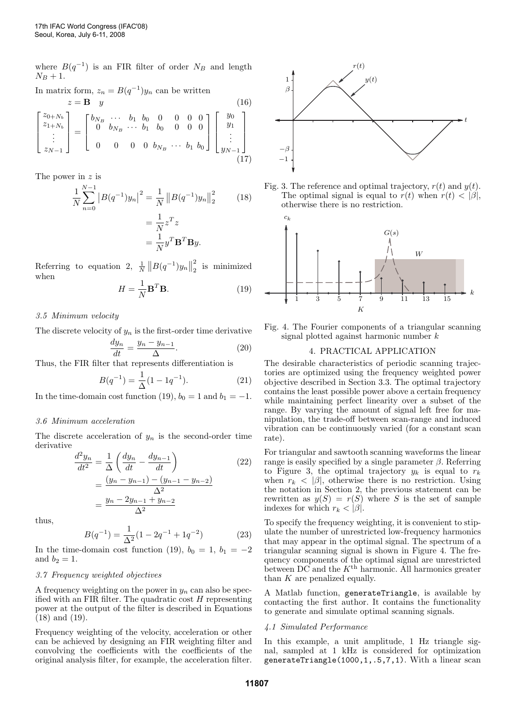where $B(q^{-1})$ is an FIR filter of order $N_B$ and length $N_B + 1$.

In matrix form, $z_n = B(q^{-1})y_n$ can be written

$$z = \mathbf{B} \quad y \tag{16}$$

$$\begin{bmatrix} z_{0+N_b} \\ z_{1+N_b} \\ \vdots \\ z_{N-1} \end{bmatrix} = \begin{bmatrix} b_{N_B} & \cdots & b_1 & b_0 & 0 & 0 & 0 & 0 \\ 0 & b_{N_B} & \cdots & b_1 & b_0 & 0 & 0 & 0 \\ & & & & & & & \\ 0 & 0 & 0 & 0 & b_{N_B} & \cdots & b_1 & b_0 \end{bmatrix} \begin{bmatrix} y_0 \\ y_1 \\ \vdots \\ y_{N-1} \end{bmatrix} \tag{17}$$

The power in $z$ is

$$\begin{aligned} \frac{1}{N}\sum_{n=0}^{N-1} \left|B(q^{-1})y_n\right|^2 &= \frac{1}{N}\left\|B(q^{-1})y_n\right\|_2^2 \\ &= \frac{1}{N}z^T z \\ &= \frac{1}{N}y^T\mathbf{B}^T\mathbf{B}y. \end{aligned} \tag{18}$$

Referring to equation 2, $\frac{1}{N}\left\|B(q^{-1})y_n\right\|_2^2$ is minimized when

$$H = \frac{1}{N}\mathbf{B}^T\mathbf{B}. \tag{19}$$

### 3.5 Minimum velocity

The discrete velocity of $y_n$ is the first-order time derivative

$$\frac{dy_n}{dt} = \frac{y_n - y_{n-1}}{\Delta}. \tag{20}$$

Thus, the FIR filter that represents differentiation is

$$B(q^{-1}) = \frac{1}{\Delta}(1 - 1q^{-1}). \tag{21}$$

In the time-domain cost function (19), $b_0 = 1$ and $b_1 = -1$.

### 3.6 Minimum acceleration

The discrete acceleration of $y_n$ is the second-order time derivative

$$\begin{aligned} \frac{d^2y_n}{dt^2} &= \frac{1}{\Delta}\left(\frac{dy_n}{dt} - \frac{dy_{n-1}}{dt}\right) \\ &= \frac{(y_n - y_{n-1}) - (y_{n-1} - y_{n-2})}{\Delta^2} \\ &= \frac{y_n - 2y_{n-1} + y_{n-2}}{\Delta^2} \end{aligned} \tag{22}$$

thus,

$$B(q^{-1}) = \frac{1}{\Delta^2}(1 - 2q^{-1} + 1q^{-2}) \tag{23}$$

In the time-domain cost function (19), $b_0 = 1$, $b_1 = -2$ and $b_2 = 1$.

### 3.7 Frequency weighted objectives

A frequency weighting on the power in $y_n$ can also be specified with an FIR filter. The quadratic cost $H$ representing power at the output of the filter is described in Equations (18) and (19).

Frequency weighting of the velocity, acceleration or other can be achieved by designing an FIR weighting filter and convolving the coefficients with the coefficients of the original analysis filter, for example, the acceleration filter.

Fig. 3. The reference and optimal trajectory, $r(t)$ and $y(t)$. The optimal signal is equal to $r(t)$ when $r(t) < |\beta|$, otherwise there is no restriction.

Fig. 4. The Fourier components of a triangular scanning signal plotted against harmonic number $k$

## 4. PRACTICAL APPLICATION

The desirable characteristics of periodic scanning trajectories are optimized using the frequency weighted power objective described in Section 3.3. The optimal trajectory contains the least possible power above a certain frequency while maintaining perfect linearity over a subset of the range. By varying the amount of signal left free for manipulation, the trade-off between scan-range and induced vibration can be continuously varied (for a constant scan rate).

For triangular and sawtooth scanning waveforms the linear range is easily specified by a single parameter $\beta$. Referring to Figure 3, the optimal trajectory $y_k$ is equal to $r_k$ when $r_k < |\beta|$, otherwise there is no restriction. Using the notation in Section 2, the previous statement can be rewritten as $y(S) = r(S)$ where $S$ is the set of sample indexes for which $r_k < |\beta|$.

To specify the frequency weighting, it is convenient to stipulate the number of unrestricted low-frequency harmonics that may appear in the optimal signal. The spectrum of a triangular scanning signal is shown in Figure 4. The frequency components of the optimal signal are unrestricted between DC and the $K^{\text{th}}$ harmonic. All harmonics greater than $K$ are penalized equally.

A Matlab function, `generateTriangle`, is available by contacting the first author. It contains the functionality to generate and simulate optimal scanning signals.

### 4.1 Simulated Performance

In this example, a unit amplitude, 1 Hz triangle signal, sampled at 1 kHz is considered for optimization `generateTriangle(1000,1,.5,7,1)`. With a linear scan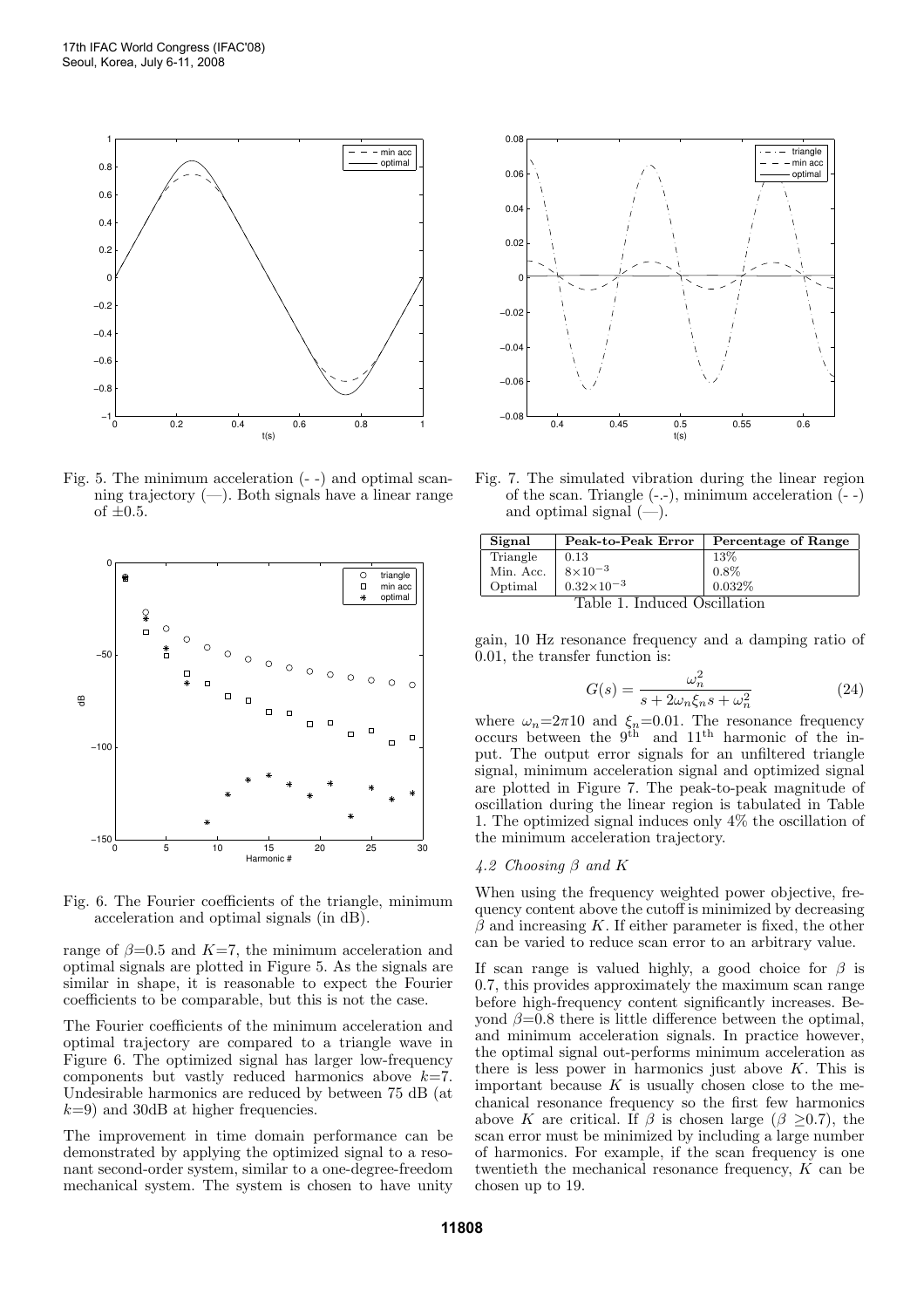Fig. 5. The minimum acceleration (- -) and optimal scanning trajectory (—). Both signals have a linear range of ±0.5.

Fig. 6. The Fourier coefficients of the triangle, minimum acceleration and optimal signals (in dB).

range of $\beta$=0.5 and $K$=7, the minimum acceleration and optimal signals are plotted in Figure 5. As the signals are similar in shape, it is reasonable to expect the Fourier coefficients to be comparable, but this is not the case.

The Fourier coefficients of the minimum acceleration and optimal trajectory are compared to a triangle wave in Figure 6. The optimized signal has larger low-frequency components but vastly reduced harmonics above $k$=7. Undesirable harmonics are reduced by between 75 dB (at $k$=9) and 30dB at higher frequencies.

The improvement in time domain performance can be demonstrated by applying the optimized signal to a resonant second-order system, similar to a one-degree-freedom mechanical system. The system is chosen to have unity gain, 10 Hz resonance frequency and a damping ratio of 0.01, the transfer function is:

$$G(s) = \frac{\omega_n^2}{s + 2\omega_n \xi_n s + \omega_n^2} \tag{24}$$

where $\omega_n$=2$\pi$10 and $\xi_n$=0.01. The resonance frequency occurs between the 9$^{\text{th}}$ and 11$^{\text{th}}$ harmonic of the input. The output error signals for an unfiltered triangle signal, minimum acceleration signal and optimized signal are plotted in Figure 7. The peak-to-peak magnitude of oscillation during the linear region is tabulated in Table 1. The optimized signal induces only 4% the oscillation of the minimum acceleration trajectory.

Fig. 7. The simulated vibration during the linear region of the scan. Triangle (-.-), minimum acceleration (- -) and optimal signal (—).

| Signal | Peak-to-Peak Error | Percentage of Range |
|---|---|---|
| Triangle | 0.13 | 13% |
| Min. Acc. | $8\times10^{-3}$ | 0.8% |
| Optimal | $0.32\times10^{-3}$ | 0.032% |

Table 1. Induced Oscillation

### 4.2 Choosing $\beta$ and $K$

When using the frequency weighted power objective, frequency content above the cutoff is minimized by decreasing $\beta$ and increasing $K$. If either parameter is fixed, the other can be varied to reduce scan error to an arbitrary value.

If scan range is valued highly, a good choice for $\beta$ is 0.7, this provides approximately the maximum scan range before high-frequency content significantly increases. Beyond $\beta$=0.8 there is little difference between the optimal, and minimum acceleration signals. In practice however, the optimal signal out-performs minimum acceleration as there is less power in harmonics just above $K$. This is important because $K$ is usually chosen close to the mechanical resonance frequency so the first few harmonics above $K$ are critical. If $\beta$ is chosen large ($\beta$ ≥0.7), the scan error must be minimized by including a large number of harmonics. For example, if the scan frequency is one twentieth the mechanical resonance frequency, $K$ can be chosen up to 19.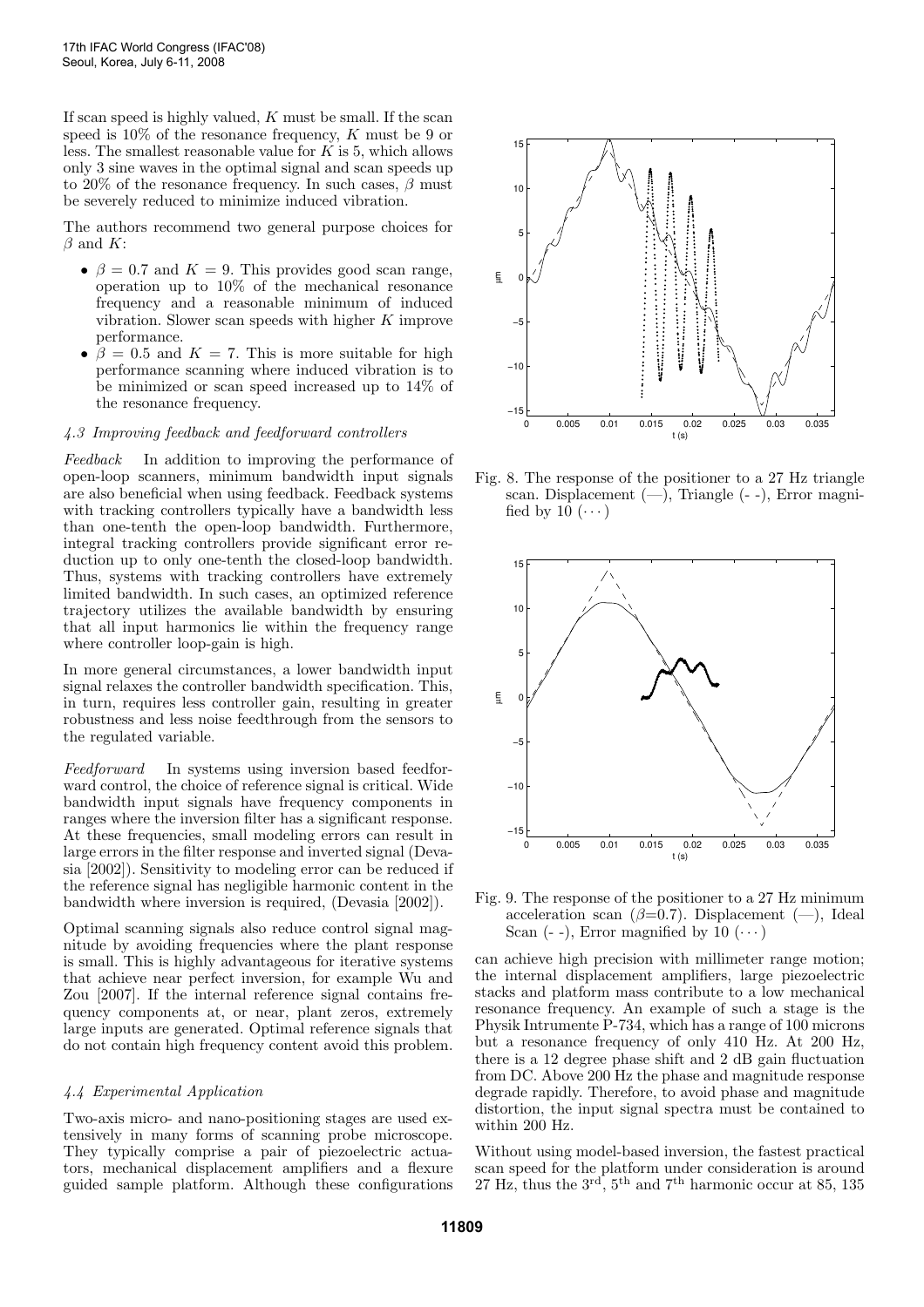If scan speed is highly valued, $K$ must be small. If the scan speed is 10% of the resonance frequency, $K$ must be 9 or less. The smallest reasonable value for $K$ is 5, which allows only 3 sine waves in the optimal signal and scan speeds up to 20% of the resonance frequency. In such cases, $\beta$ must be severely reduced to minimize induced vibration.

The authors recommend two general purpose choices for $\beta$ and $K$:

- $\beta = 0.7$ and $K = 9$. This provides good scan range, operation up to 10% of the mechanical resonance frequency and a reasonable minimum of induced vibration. Slower scan speeds with higher $K$ improve performance.
- $\beta = 0.5$ and $K = 7$. This is more suitable for high performance scanning where induced vibration is to be minimized or scan speed increased up to 14% of the resonance frequency.

### 4.3 Improving feedback and feedforward controllers

*Feedback* In addition to improving the performance of open-loop scanners, minimum bandwidth input signals are also beneficial when using feedback. Feedback systems with tracking controllers typically have a bandwidth less than one-tenth the open-loop bandwidth. Furthermore, integral tracking controllers provide significant error reduction up to only one-tenth the closed-loop bandwidth. Thus, systems with tracking controllers have extremely limited bandwidth. In such cases, an optimized reference trajectory utilizes the available bandwidth by ensuring that all input harmonics lie within the frequency range where controller loop-gain is high.

In more general circumstances, a lower bandwidth input signal relaxes the controller bandwidth specification. This, in turn, requires less controller gain, resulting in greater robustness and less noise feedthrough from the sensors to the regulated variable.

*Feedforward* In systems using inversion based feedforward control, the choice of reference signal is critical. Wide bandwidth input signals have frequency components in ranges where the inversion filter has a significant response. At these frequencies, small modeling errors can result in large errors in the filter response and inverted signal (Devasia [2002]). Sensitivity to modeling error can be reduced if the reference signal has negligible harmonic content in the bandwidth where inversion is required, (Devasia [2002]).

Optimal scanning signals also reduce control signal magnitude by avoiding frequencies where the plant response is small. This is highly advantageous for iterative systems that achieve near perfect inversion, for example Wu and Zou [2007]. If the internal reference signal contains frequency components at, or near, plant zeros, extremely large inputs are generated. Optimal reference signals that do not contain high frequency content avoid this problem.

### 4.4 Experimental Application

Two-axis micro- and nano-positioning stages are used extensively in many forms of scanning probe microscope. They typically comprise a pair of piezoelectric actuators, mechanical displacement amplifiers and a flexure guided sample platform. Although these configurations can achieve high precision with millimeter range motion; the internal displacement amplifiers, large piezoelectric stacks and platform mass contribute to a low mechanical resonance frequency. An example of such a stage is the Physik Intrumente P-734, which has a range of 100 microns but a resonance frequency of only 410 Hz. At 200 Hz, there is a 12 degree phase shift and 2 dB gain fluctuation from DC. Above 200 Hz the phase and magnitude response degrade rapidly. Therefore, to avoid phase and magnitude distortion, the input signal spectra must be contained to within 200 Hz.

Fig. 8. The response of the positioner to a 27 Hz triangle scan. Displacement (—), Triangle (- -), Error magnified by 10 (···)

Fig. 9. The response of the positioner to a 27 Hz minimum acceleration scan ($\beta$=0.7). Displacement (—), Ideal Scan (- -), Error magnified by 10 (···)

Without using model-based inversion, the fastest practical scan speed for the platform under consideration is around 27 Hz, thus the 3[rd], 5[th] and 7[th] harmonic occur at 85, 135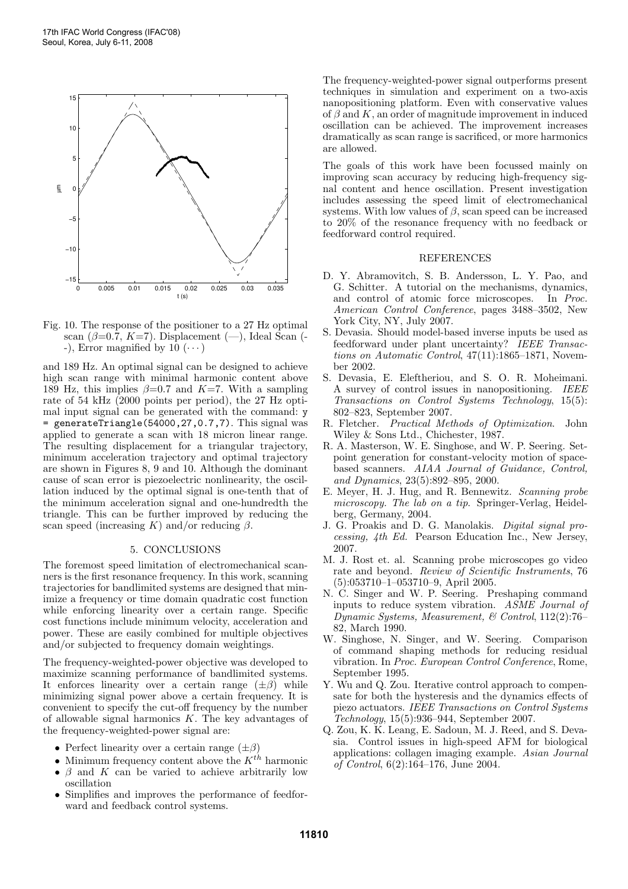15
10
5
0
−5
−10
−15
µm
0
0.005
0.01
0.015
0.02
0.025
0.03
0.035
t (s)

Fig. 10. The response of the positioner to a 27 Hz optimal scan ($\beta$=0.7, $K$=7). Displacement (—), Ideal Scan (- -), Error magnified by 10 ($\cdots$)

and 189 Hz. An optimal signal can be designed to achieve high scan range with minimal harmonic content above 189 Hz, this implies $\beta$=0.7 and $K$=7. With a sampling rate of 54 kHz (2000 points per period), the 27 Hz optimal input signal can be generated with the command: `y = generateTriangle(54000,27,0.7,7)`. This signal was applied to generate a scan with 18 micron linear range. The resulting displacement for a triangular trajectory, minimum acceleration trajectory and optimal trajectory are shown in Figures 8, 9 and 10. Although the dominant cause of scan error is piezoelectric nonlinearity, the oscillation induced by the optimal signal is one-tenth that of the minimum acceleration signal and one-hundredth the triangle. This can be further improved by reducing the scan speed (increasing $K$) and/or reducing $\beta$.

## 5. CONCLUSIONS

The foremost speed limitation of electromechanical scanners is the first resonance frequency. In this work, scanning trajectories for bandlimited systems are designed that minimize a frequency or time domain quadratic cost function while enforcing linearity over a certain range. Specific cost functions include minimum velocity, acceleration and power. These are easily combined for multiple objectives and/or subjected to frequency domain weightings.

The frequency-weighted-power objective was developed to maximize scanning performance of bandlimited systems. It enforces linearity over a certain range ($\pm\beta$) while minimizing signal power above a certain frequency. It is convenient to specify the cut-off frequency by the number of allowable signal harmonics $K$. The key advantages of the frequency-weighted-power signal are:

- Perfect linearity over a certain range ($\pm\beta$)
- Minimum frequency content above the $K^{th}$ harmonic
- $\beta$ and $K$ can be varied to achieve arbitrarily low oscillation
- Simplifies and improves the performance of feedforward and feedback control systems.

The frequency-weighted-power signal outperforms present techniques in simulation and experiment on a two-axis nanopositioning platform. Even with conservative values of $\beta$ and $K$, an order of magnitude improvement in induced oscillation can be achieved. The improvement increases dramatically as scan range is sacrificed, or more harmonics are allowed.

The goals of this work have been focussed mainly on improving scan accuracy by reducing high-frequency signal content and hence oscillation. Present investigation includes assessing the speed limit of electromechanical systems. With low values of $\beta$, scan speed can be increased to 20% of the resonance frequency with no feedback or feedforward control required.

## REFERENCES

D. Y. Abramovitch, S. B. Andersson, L. Y. Pao, and G. Schitter. A tutorial on the mechanisms, dynamics, and control of atomic force microscopes. In *Proc. American Control Conference*, pages 3488–3502, New York City, NY, July 2007.

S. Devasia. Should model-based inverse inputs be used as feedforward under plant uncertainty? *IEEE Transactions on Automatic Control*, 47(11):1865–1871, November 2002.

S. Devasia, E. Eleftheriou, and S. O. R. Moheimani. A survey of control issues in nanopositioning. *IEEE Transactions on Control Systems Technology*, 15(5): 802–823, September 2007.

R. Fletcher. *Practical Methods of Optimization*. John Wiley & Sons Ltd., Chichester, 1987.

R. A. Masterson, W. E. Singhose, and W. P. Seering. Setpoint generation for constant-velocity motion of space-based scanners. *AIAA Journal of Guidance, Control, and Dynamics*, 23(5):892–895, 2000.

E. Meyer, H. J. Hug, and R. Bennewitz. *Scanning probe microscopy. The lab on a tip.* Springer-Verlag, Heidelberg, Germany, 2004.

J. G. Proakis and D. G. Manolakis. *Digital signal processing, 4th Ed.* Pearson Education Inc., New Jersey, 2007.

M. J. Rost et. al. Scanning probe microscopes go video rate and beyond. *Review of Scientific Instruments*, 76 (5):053710–1–053710–9, April 2005.

N. C. Singer and W. P. Seering. Preshaping command inputs to reduce system vibration. *ASME Journal of Dynamic Systems, Measurement, & Control*, 112(2):76–82, March 1990.

W. Singhose, N. Singer, and W. Seering. Comparison of command shaping methods for reducing residual vibration. In *Proc. European Control Conference*, Rome, September 1995.

Y. Wu and Q. Zou. Iterative control approach to compensate for both the hysteresis and the dynamics effects of piezo actuators. *IEEE Transactions on Control Systems Technology*, 15(5):936–944, September 2007.

Q. Zou, K. K. Leang, E. Sadoun, M. J. Reed, and S. Devasia. Control issues in high-speed AFM for biological applications: collagen imaging example. *Asian Journal of Control*, 6(2):164–176, June 2004.